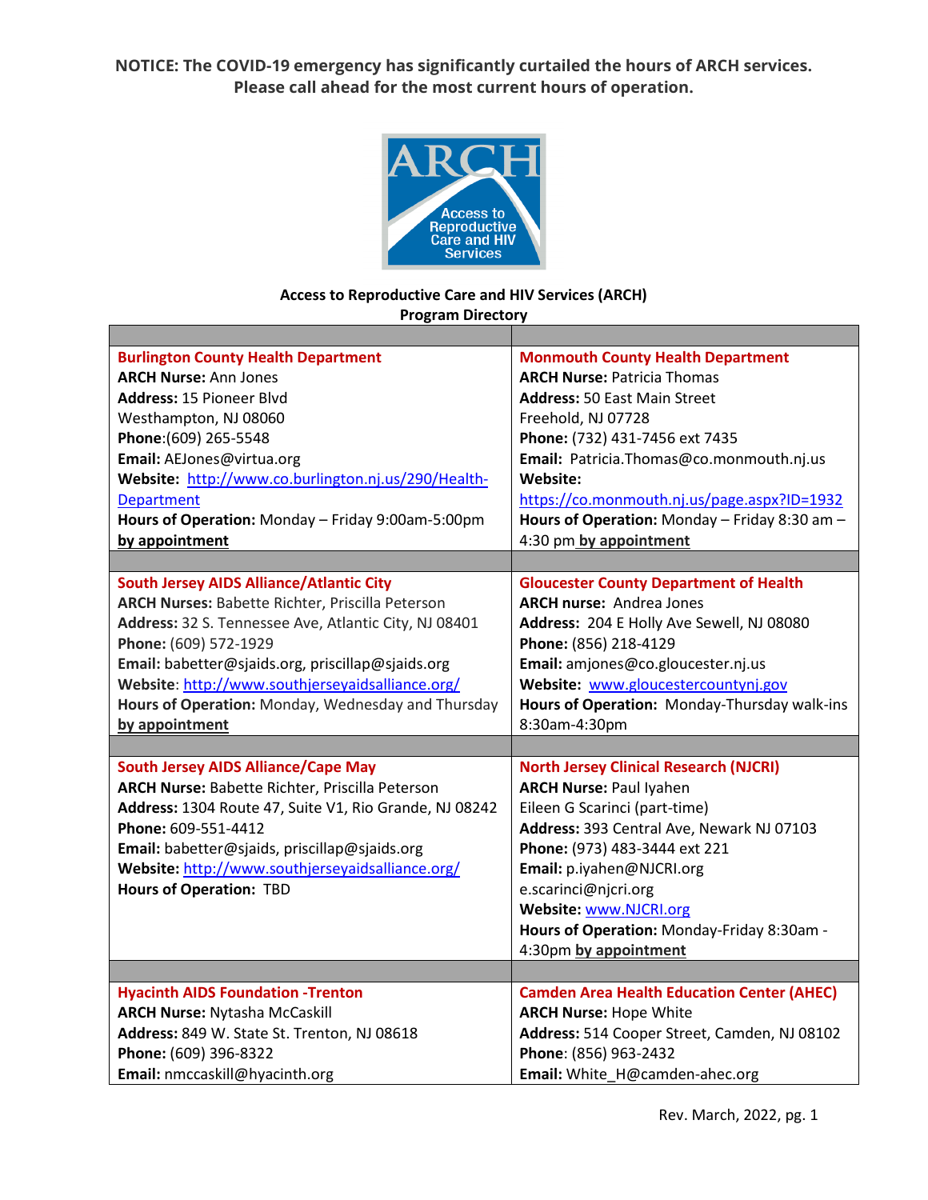**NOTICE: The COVID-19 emergency has significantly curtailed the hours of ARCH services. Please call ahead for the most current hours of operation.**

ARCH
Access to Reproductive Care and HIV Services

**Access to Reproductive Care and HIV Services (ARCH)**
**Program Directory**

| | |
|---|---|
| **Burlington County Health Department**<br>**ARCH Nurse:** Ann Jones<br>**Address:** 15 Pioneer Blvd<br>Westhampton, NJ 08060<br>**Phone**:(609) 265-5548<br>**Email:** AEJones@virtua.org<br>**Website:** http://www.co.burlington.nj.us/290/Health-Department<br>**Hours of Operation:** Monday – Friday 9:00am-5:00pm **by appointment** | **Monmouth County Health Department**<br>**ARCH Nurse:** Patricia Thomas<br>**Address:** 50 East Main Street<br>Freehold, NJ 07728<br>**Phone:** (732) 431-7456 ext 7435<br>**Email:** Patricia.Thomas@co.monmouth.nj.us<br>**Website:**<br>https://co.monmouth.nj.us/page.aspx?ID=1932<br>**Hours of Operation:** Monday – Friday 8:30 am – 4:30 pm **by appointment** |
| | |
| **South Jersey AIDS Alliance/Atlantic City**<br>**ARCH Nurses:** Babette Richter, Priscilla Peterson<br>**Address:** 32 S. Tennessee Ave, Atlantic City, NJ 08401<br>**Phone:** (609) 572-1929<br>**Email:** babetter@sjaids.org, priscillap@sjaids.org<br>**Website**: http://www.southjerseyaidsalliance.org/<br>**Hours of Operation:** Monday, Wednesday and Thursday **by appointment** | **Gloucester County Department of Health**<br>**ARCH nurse:** Andrea Jones<br>**Address:** 204 E Holly Ave Sewell, NJ 08080<br>**Phone:** (856) 218-4129<br>**Email:** amjones@co.gloucester.nj.us<br>**Website:** www.gloucestercountynj.gov<br>**Hours of Operation:** Monday-Thursday walk-ins 8:30am-4:30pm |
| | |
| **South Jersey AIDS Alliance/Cape May**<br>**ARCH Nurse:** Babette Richter, Priscilla Peterson<br>**Address:** 1304 Route 47, Suite V1, Rio Grande, NJ 08242<br>**Phone:** 609-551-4412<br>**Email:** babetter@sjaids, priscillap@sjaids.org<br>**Website:** http://www.southjerseyaidsalliance.org/<br>**Hours of Operation:** TBD | **North Jersey Clinical Research (NJCRI)**<br>**ARCH Nurse:** Paul Iyahen<br>Eileen G Scarinci (part-time)<br>**Address:** 393 Central Ave, Newark NJ 07103<br>**Phone:** (973) 483-3444 ext 221<br>**Email:** p.iyahen@NJCRI.org<br>e.scarinci@njcri.org<br>**Website:** www.NJCRI.org<br>**Hours of Operation:** Monday-Friday 8:30am - 4:30pm **by appointment** |
| | |
| **Hyacinth AIDS Foundation -Trenton**<br>**ARCH Nurse:** Nytasha McCaskill<br>**Address:** 849 W. State St. Trenton, NJ 08618<br>**Phone:** (609) 396-8322<br>**Email:** nmccaskill@hyacinth.org | **Camden Area Health Education Center (AHEC)**<br>**ARCH Nurse:** Hope White<br>**Address:** 514 Cooper Street, Camden, NJ 08102<br>**Phone**: (856) 963-2432<br>**Email:** White_H@camden-ahec.org |

Rev. March, 2022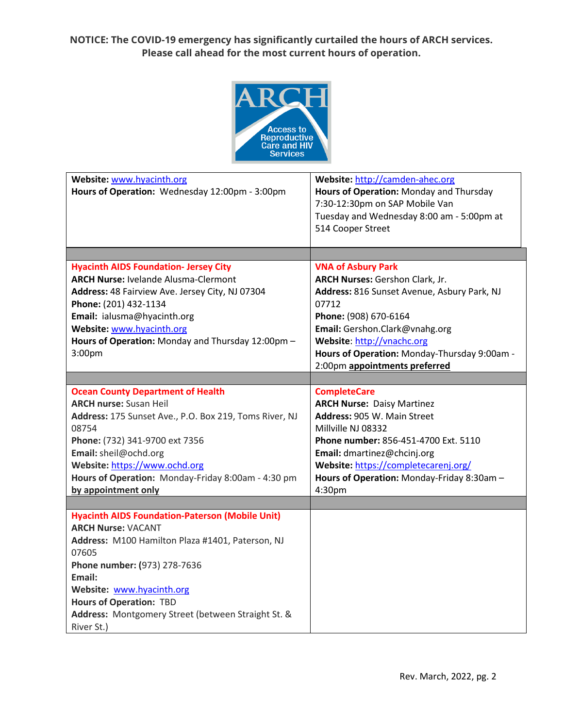**NOTICE: The COVID-19 emergency has significantly curtailed the hours of ARCH services. Please call ahead for the most current hours of operation.**

ARCH
Access to Reproductive Care and HIV Services

| | |
|---|---|
| **Website:** www.hyacinth.org<br>**Hours of Operation:** Wednesday 12:00pm - 3:00pm | **Website:** http://camden-ahec.org<br>**Hours of Operation:** Monday and Thursday 7:30-12:30pm on SAP Mobile Van<br>Tuesday and Wednesday 8:00 am - 5:00pm at 514 Cooper Street |
| | |
| **Hyacinth AIDS Foundation- Jersey City**<br>**ARCH Nurse:** Ivelande Alusma-Clermont<br>**Address:** 48 Fairview Ave. Jersey City, NJ 07304<br>**Phone:** (201) 432-1134<br>**Email:** ialusma@hyacinth.org<br>**Website:** www.hyacinth.org<br>**Hours of Operation:** Monday and Thursday 12:00pm – 3:00pm | **VNA of Asbury Park**<br>**ARCH Nurses:** Gershon Clark, Jr.<br>**Address:** 816 Sunset Avenue, Asbury Park, NJ 07712<br>**Phone:** (908) 670-6164<br>**Email:** Gershon.Clark@vnahg.org<br>**Website:** http://vnachc.org<br>**Hours of Operation:** Monday-Thursday 9:00am - 2:00pm **appointments preferred** |
| | |
| **Ocean County Department of Health**<br>**ARCH nurse:** Susan Heil<br>**Address:** 175 Sunset Ave., P.O. Box 219, Toms River, NJ 08754<br>**Phone:** (732) 341-9700 ext 7356<br>**Email:** sheil@ochd.org<br>**Website:** https://www.ochd.org<br>**Hours of Operation:** Monday-Friday 8:00am - 4:30 pm **by appointment only** | **CompleteCare**<br>**ARCH Nurse:** Daisy Martinez<br>**Address:** 905 W. Main Street Millville NJ 08332<br>**Phone number:** 856-451-4700 Ext. 5110<br>**Email:** dmartinez@chcinj.org<br>**Website:** https://completecarenj.org/<br>**Hours of Operation:** Monday-Friday 8:30am – 4:30pm |
| | |
| **Hyacinth AIDS Foundation-Paterson (Mobile Unit)**<br>**ARCH Nurse:** VACANT<br>**Address:** M100 Hamilton Plaza #1401, Paterson, NJ 07605<br>**Phone number:** (973) 278-7636<br>**Email:**<br>**Website:** www.hyacinth.org<br>**Hours of Operation:** TBD<br>**Address:** Montgomery Street (between Straight St. & River St.) | |

Rev. March, 2022, pg. 2